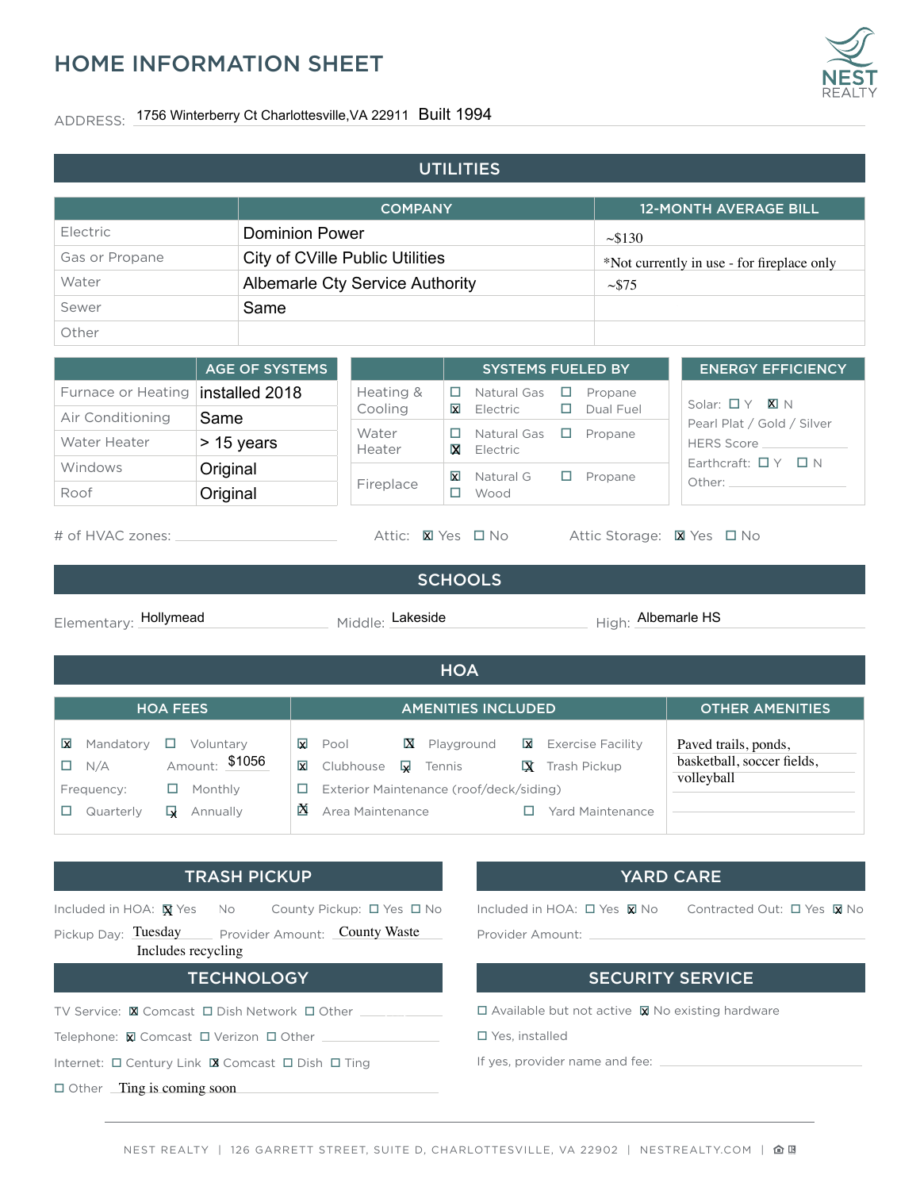# HOME INFORMATION SHEET

NEST REALTY

ADDRESS: 1756 Winterberry Ct Charlottesville,VA 22911 Built 1994

## UTILITIES

| | COMPANY | 12-MONTH AVERAGE BILL |
|---|---|---|
| Electric | Dominion Power | ~$130 |
| Gas or Propane | City of CVille Public Utilities | *Not currently in use - for fireplace only |
| Water | Albemarle Cty Service Authority | ~$75 |
| Sewer | Same | |
| Other | | |

| | AGE OF SYSTEMS |
|---|---|
| Furnace or Heating | installed 2018 |
| Air Conditioning | Same |
| Water Heater | > 15 years |
| Windows | Original |
| Roof | Original |

| | SYSTEMS FUELED BY |
|---|---|
| Heating & Cooling | ☐ Natural Gas ☐ Propane ☒ Electric ☐ Dual Fuel |
| Water Heater | ☐ Natural Gas ☐ Propane ☒ Electric |
| Fireplace | ☒ Natural G ☐ Propane ☐ Wood |

**ENERGY EFFICIENCY**

Solar: ☐ Y ☒ N

Pearl Plat / Gold / Silver

HERS Score

Earthcraft: ☐ Y ☐ N

Other:

# of HVAC zones: ______

Attic: ☒ Yes ☐ No

Attic Storage: ☒ Yes ☐ No

## SCHOOLS

Elementary: Hollymead

Middle: Lakeside

High: Albemarle HS

## HOA

| HOA FEES | AMENITIES INCLUDED | OTHER AMENITIES |
|---|---|---|
| ☒ Mandatory ☐ Voluntary<br>☐ N/A Amount: $1056<br>Frequency: ☐ Monthly<br>☐ Quarterly ☒ Annually | ☒ Pool ☒ Playground ☒ Exercise Facility<br>☒ Clubhouse ☒ Tennis ☒ Trash Pickup<br>☐ Exterior Maintenance (roof/deck/siding)<br>☒ Area Maintenance ☐ Yard Maintenance | Paved trails, ponds, basketball, soccer fields, volleyball |

## TRASH PICKUP

Included in HOA: ☒ Yes No

County Pickup: ☐ Yes ☐ No

Pickup Day: Tuesday

Provider Amount: County Waste

Includes recycling

## YARD CARE

Included in HOA: ☐ Yes ☒ No

Contracted Out: ☐ Yes ☒ No

Provider Amount:

## TECHNOLOGY

TV Service: ☒ Comcast ☐ Dish Network ☐ Other

Telephone: ☒ Comcast ☐ Verizon ☐ Other

Internet: ☐ Century Link ☒ Comcast ☐ Dish ☐ Ting

☐ Other Ting is coming soon

## SECURITY SERVICE

☐ Available but not active ☒ No existing hardware

☐ Yes, installed

If yes, provider name and fee:

NEST REALTY | 126 GARRETT STREET, SUITE D, CHARLOTTESVILLE, VA 22902 | NESTREALTY.COM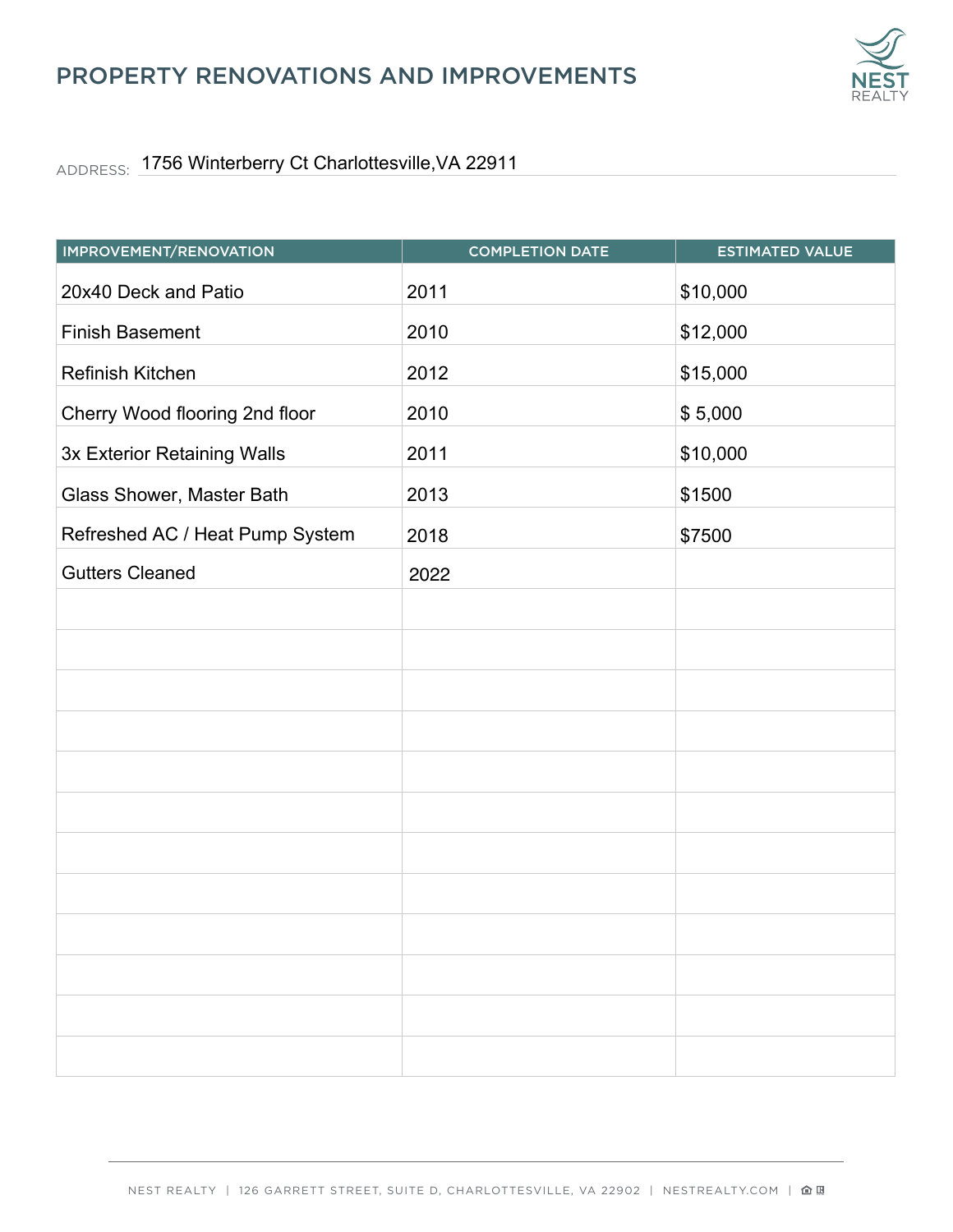# PROPERTY RENOVATIONS AND IMPROVEMENTS

NEST REALTY

ADDRESS: 1756 Winterberry Ct Charlottesville,VA 22911

| IMPROVEMENT/RENOVATION | COMPLETION DATE | ESTIMATED VALUE |
|---|---|---|
| 20x40 Deck and Patio | 2011 | $10,000 |
| Finish Basement | 2010 | $12,000 |
| Refinish Kitchen | 2012 | $15,000 |
| Cherry Wood flooring 2nd floor | 2010 | $ 5,000 |
| 3x Exterior Retaining Walls | 2011 | $10,000 |
| Glass Shower, Master Bath | 2013 | $1500 |
| Refreshed AC / Heat Pump System | 2018 | $7500 |
| Gutters Cleaned | 2022 | |
| | | |
| | | |
| | | |
| | | |
| | | |
| | | |
| | | |
| | | |
| | | |
| | | |
| | | |
| | | |

NEST REALTY | 126 GARRETT STREET, SUITE D, CHARLOTTESVILLE, VA 22902 | NESTREALTY.COM